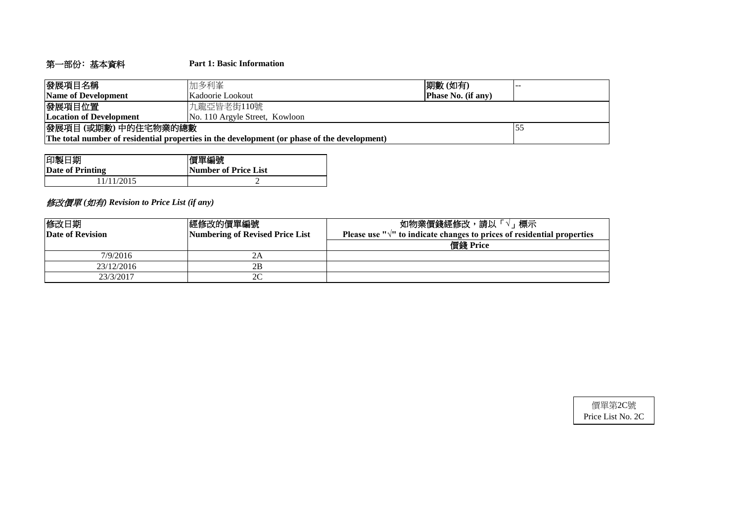## 第一部份：基本資料 Part 1: Basic Information

| 發展項目名稱<br>**Name of Development** | 加多利峯<br>Kadoorie Lookout | 期數 (如有)<br>**Phase No. (if any)** | -- |
|---|---|---|---|
| 發展項目位置<br>**Location of Development** | 九龍亞皆老街110號<br>No. 110 Argyle Street, Kowloon | | |
| 發展項目 (或期數) 中的住宅物業的總數<br>**The total number of residential properties in the development (or phase of the development)** | | | 55 |

| 印製日期<br>**Date of Printing** | 價單編號<br>**Number of Price List** |
|---|---|
| 11/11/2015 | 2 |

*修改價單 (如有) Revision to Price List (if any)*

| 修改日期<br>**Date of Revision** | 經修改的價單編號<br>**Numbering of Revised Price List** | 如物業價錢經修改，請以「√」標示<br>**Please use "√" to indicate changes to prices of residential properties**<br>價錢 Price |
|---|---|---|
| 7/9/2016 | 2A | |
| 23/12/2016 | 2B | |
| 23/3/2017 | 2C | |

價單第2C號
Price List No. 2C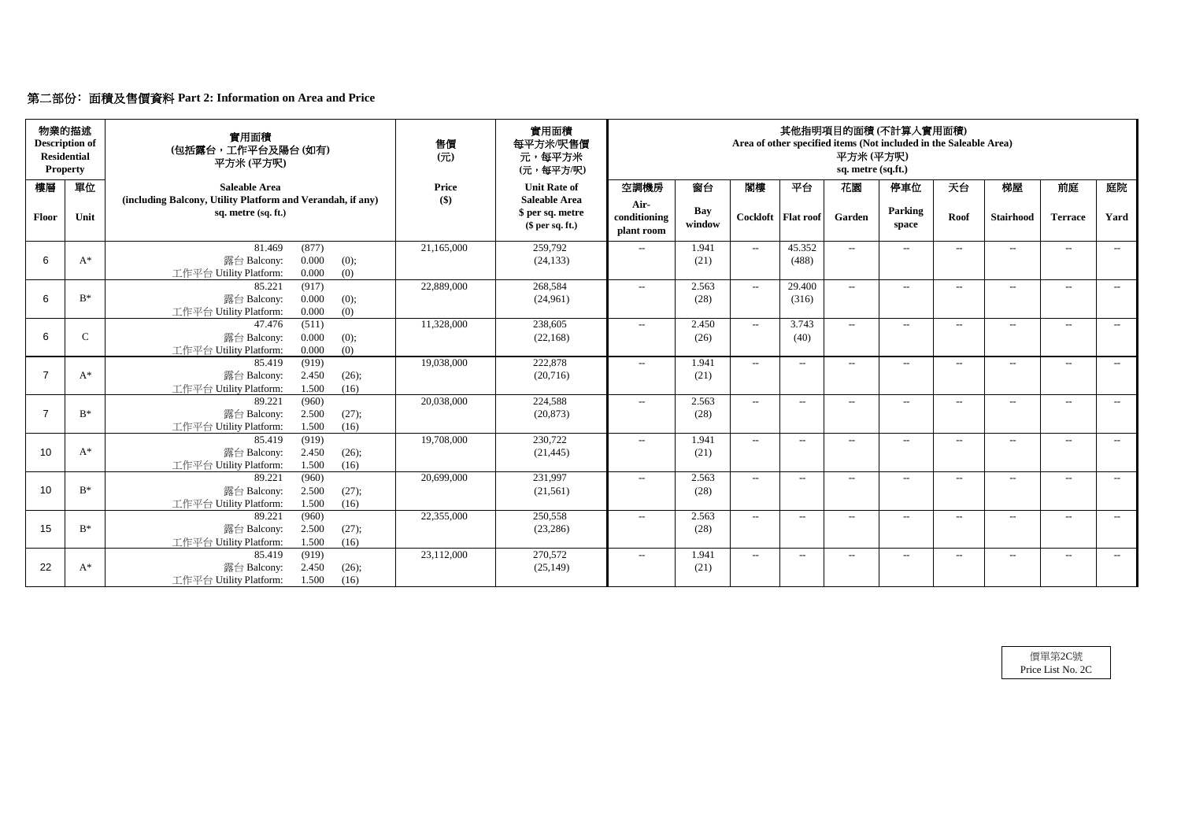## 第二部份: 面積及售價資料 Part 2: Information on Area and Price

| 物業的描述 Description of Residential Property | | 實用面積 (包括露台，工作平台及陽台 (如有) 平方米 (平方呎) | 售價 (元) | 實用面積 每平方米/呎售價 元，每平方米 (元，每平方/呎) | 其他指明項目的面積 (不計算入實用面積) Area of other specified items (Not included in the Saleable Area) 平方米 (平方呎) sq. metre (sq.ft.) | | | | | | | | | |
|---|---|---|---|---|---|---|---|---|---|---|---|---|---|---|
| 樓層 Floor | 單位 Unit | Saleable Area (including Balcony, Utility Platform and Verandah, if any) sq. metre (sq. ft.) | Price ($) | Unit Rate of Saleable Area $ per sq. metre ($ per sq. ft.) | 空調機房 Air-conditioning plant room | 窗台 Bay window | 閣樓 Cockloft | 平台 Flat roof | 花園 Garden | 停車位 Parking space | 天台 Roof | 梯屋 Stairhood | 前庭 Terrace | 庭院 Yard |
| 6 | A* | 81.469 (877) 露台 Balcony: 0.000 (0); 工作平台 Utility Platform: 0.000 (0) | 21,165,000 | 259,792 (24,133) | -- | 1.941 (21) | -- | 45.352 (488) | -- | -- | -- | -- | -- | -- |
| 6 | B* | 85.221 (917) 露台 Balcony: 0.000 (0); 工作平台 Utility Platform: 0.000 (0) | 22,889,000 | 268,584 (24,961) | -- | 2.563 (28) | -- | 29.400 (316) | -- | -- | -- | -- | -- | -- |
| 6 | C | 47.476 (511) 露台 Balcony: 0.000 (0); 工作平台 Utility Platform: 0.000 (0) | 11,328,000 | 238,605 (22,168) | -- | 2.450 (26) | -- | 3.743 (40) | -- | -- | -- | -- | -- | -- |
| 7 | A* | 85.419 (919) 露台 Balcony: 2.450 (26); 工作平台 Utility Platform: 1.500 (16) | 19,038,000 | 222,878 (20,716) | -- | 1.941 (21) | -- | -- | -- | -- | -- | -- | -- | -- |
| 7 | B* | 89.221 (960) 露台 Balcony: 2.500 (27); 工作平台 Utility Platform: 1.500 (16) | 20,038,000 | 224,588 (20,873) | -- | 2.563 (28) | -- | -- | -- | -- | -- | -- | -- | -- |
| 10 | A* | 85.419 (919) 露台 Balcony: 2.450 (26); 工作平台 Utility Platform: 1.500 (16) | 19,708,000 | 230,722 (21,445) | -- | 1.941 (21) | -- | -- | -- | -- | -- | -- | -- | -- |
| 10 | B* | 89.221 (960) 露台 Balcony: 2.500 (27); 工作平台 Utility Platform: 1.500 (16) | 20,699,000 | 231,997 (21,561) | -- | 2.563 (28) | -- | -- | -- | -- | -- | -- | -- | -- |
| 15 | B* | 89.221 (960) 露台 Balcony: 2.500 (27); 工作平台 Utility Platform: 1.500 (16) | 22,355,000 | 250,558 (23,286) | -- | 2.563 (28) | -- | -- | -- | -- | -- | -- | -- | -- |
| 22 | A* | 85.419 (919) 露台 Balcony: 2.450 (26); 工作平台 Utility Platform: 1.500 (16) | 23,112,000 | 270,572 (25,149) | -- | 1.941 (21) | -- | -- | -- | -- | -- | -- | -- | -- |

價單第2C號
Price List No. 2C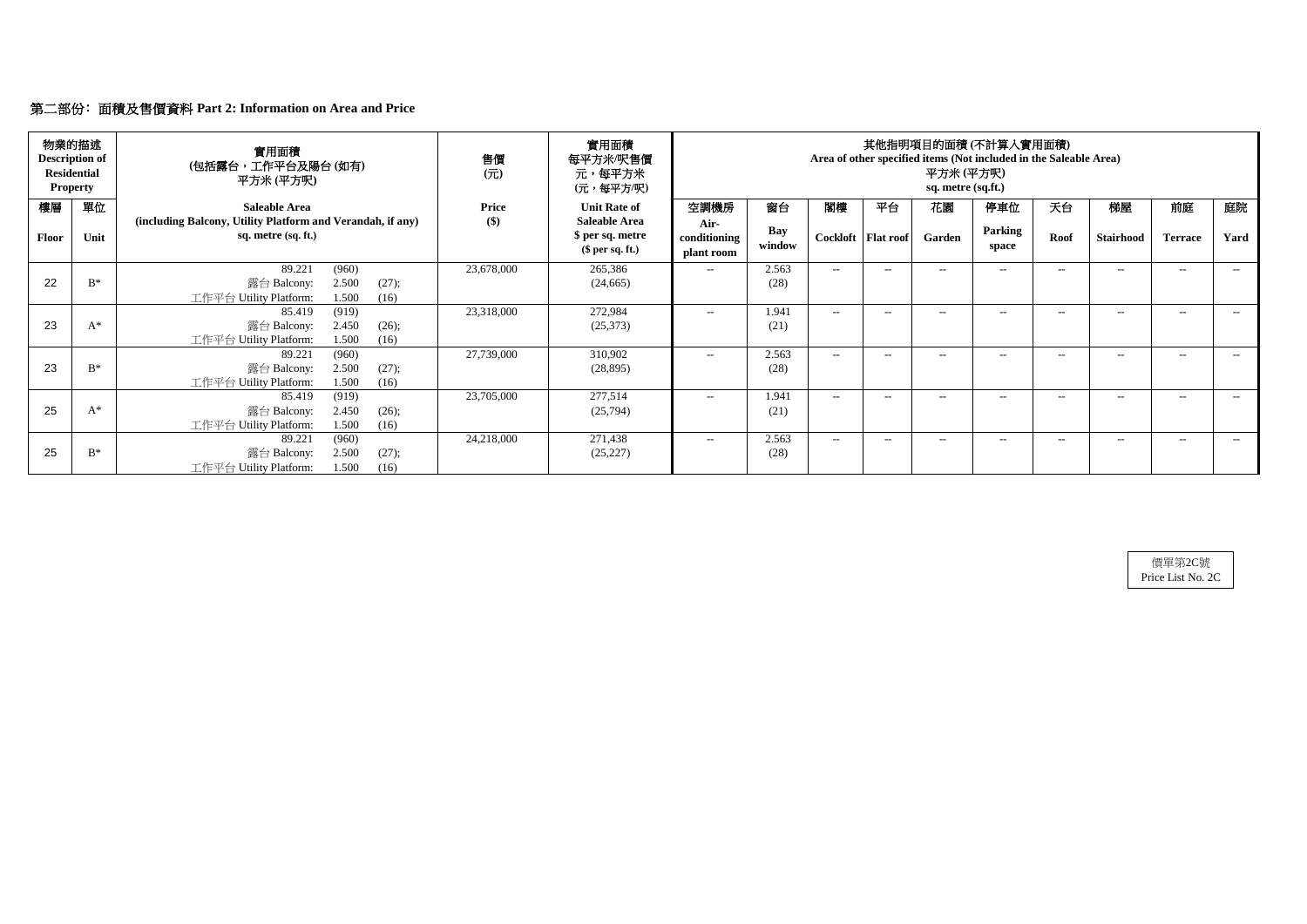## 第二部份: 面積及售價資料 Part 2: Information on Area and Price

| 物業的描述 Description of Residential Property | | 實用面積 (包括露台，工作平台及陽台 (如有)) 平方米 (平方呎) | 售價 (元) | 實用面積 每平方米/呎售價 元，每平方米 (元，每平方/呎) | 其他指明項目的面積 (不計算入實用面積) Area of other specified items (Not included in the Saleable Area) 平方米 (平方呎) sq. metre (sq.ft.) | | | | | | | | | |
|---|---|---|---|---|---|---|---|---|---|---|---|---|---|---|
| 樓層 Floor | 單位 Unit | Saleable Area (including Balcony, Utility Platform and Verandah, if any) sq. metre (sq. ft.) | Price ($) | Unit Rate of Saleable Area $ per sq. metre ($ per sq. ft.) | 空調機房 Air-conditioning plant room | 窗台 Bay window | 閣樓 Cockloft | 平台 Flat roof | 花園 Garden | 停車位 Parking space | 天台 Roof | 梯屋 Stairhood | 前庭 Terrace | 庭院 Yard |
| 22 | B* | 89.221 (960) 露台 Balcony: 2.500 (27); 工作平台 Utility Platform: 1.500 (16) | 23,678,000 | 265,386 (24,665) | -- | 2.563 (28) | -- | -- | -- | -- | -- | -- | -- | -- |
| 23 | A* | 85.419 (919) 露台 Balcony: 2.450 (26); 工作平台 Utility Platform: 1.500 (16) | 23,318,000 | 272,984 (25,373) | -- | 1.941 (21) | -- | -- | -- | -- | -- | -- | -- | -- |
| 23 | B* | 89.221 (960) 露台 Balcony: 2.500 (27); 工作平台 Utility Platform: 1.500 (16) | 27,739,000 | 310,902 (28,895) | -- | 2.563 (28) | -- | -- | -- | -- | -- | -- | -- | -- |
| 25 | A* | 85.419 (919) 露台 Balcony: 2.450 (26); 工作平台 Utility Platform: 1.500 (16) | 23,705,000 | 277,514 (25,794) | -- | 1.941 (21) | -- | -- | -- | -- | -- | -- | -- | -- |
| 25 | B* | 89.221 (960) 露台 Balcony: 2.500 (27); 工作平台 Utility Platform: 1.500 (16) | 24,218,000 | 271,438 (25,227) | -- | 2.563 (28) | -- | -- | -- | -- | -- | -- | -- | -- |

價單第2C號
Price List No. 2C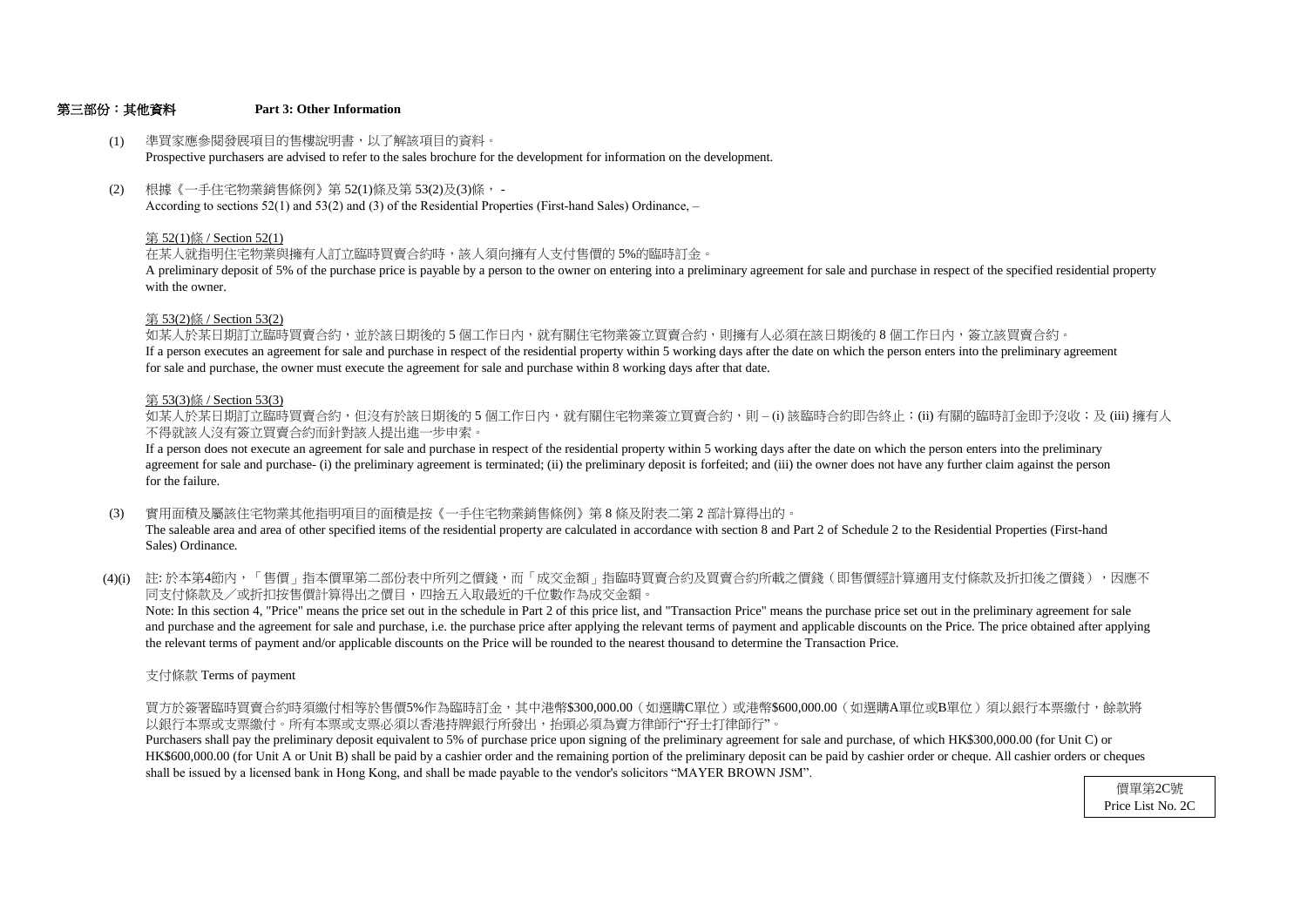## 第三部份：其他資料 Part 3: Other Information

(1) 準買家應參閱發展項目的售樓說明書，以了解該項目的資料。
Prospective purchasers are advised to refer to the sales brochure for the development for information on the development.

(2) 根據《一手住宅物業銷售條例》第 52(1)條及第 53(2)及(3)條， -
According to sections 52(1) and 53(2) and (3) of the Residential Properties (First-hand Sales) Ordinance, –

第 52(1)條 / Section 52(1)

在某人就指明住宅物業與擁有人訂立臨時買賣合約時，該人須向擁有人支付售價的 5%的臨時訂金。
A preliminary deposit of 5% of the purchase price is payable by a person to the owner on entering into a preliminary agreement for sale and purchase in respect of the specified residential property with the owner.

第 53(2)條 / Section 53(2)

如某人於某日期訂立臨時買賣合約，並於該日期後的 5 個工作日內，就有關住宅物業簽立買賣合約，則擁有人必須在該日期後的 8 個工作日內，簽立該買賣合約。
If a person executes an agreement for sale and purchase in respect of the residential property within 5 working days after the date on which the person enters into the preliminary agreement for sale and purchase, the owner must execute the agreement for sale and purchase within 8 working days after that date.

第 53(3)條 / Section 53(3)

如某人於某日期訂立臨時買賣合約，但沒有於該日期後的 5 個工作日內，就有關住宅物業簽立買賣合約，則 – (i) 該臨時合約即告終止；(ii) 有關的臨時訂金即予沒收；及 (iii) 擁有人不得就該人沒有簽立買賣合約而針對該人提出進一步申索。
If a person does not execute an agreement for sale and purchase in respect of the residential property within 5 working days after the date on which the person enters into the preliminary agreement for sale and purchase- (i) the preliminary agreement is terminated; (ii) the preliminary deposit is forfeited; and (iii) the owner does not have any further claim against the person for the failure.

(3) 實用面積及屬該住宅物業其他指明項目的面積是按《一手住宅物業銷售條例》第 8 條及附表二第 2 部計算得出的。
The saleable area and area of other specified items of the residential property are calculated in accordance with section 8 and Part 2 of Schedule 2 to the Residential Properties (First-hand Sales) Ordinance.

(4)(i) 註: 於本第4節內，「售價」指本價單第二部份表中所列之價錢，而「成交金額」指臨時買賣合約及買賣合約所載之價錢（即售價經計算適用支付條款及折扣後之價錢），因應不同支付條款及／或折扣按售價計算得出之價目，四捨五入取最近的千位數作為成交金額。
Note: In this section 4, "Price" means the price set out in the schedule in Part 2 of this price list, and "Transaction Price" means the purchase price set out in the preliminary agreement for sale and purchase and the agreement for sale and purchase, i.e. the purchase price after applying the relevant terms of payment and applicable discounts on the Price. The price obtained after applying the relevant terms of payment and/or applicable discounts on the Price will be rounded to the nearest thousand to determine the Transaction Price.

支付條款 Terms of payment

買方於簽署臨時買賣合約時須繳付相等於售價5%作為臨時訂金，其中港幣$300,000.00（如選購C單位）或港幣$600,000.00（如選購A單位或B單位）須以銀行本票繳付，餘款將以銀行本票或支票繳付。所有本票或支票必須以香港持牌銀行所發出，抬頭必須為賣方律師行"孖士打律師行"。
Purchasers shall pay the preliminary deposit equivalent to 5% of purchase price upon signing of the preliminary agreement for sale and purchase, of which HK$300,000.00 (for Unit C) or HK$600,000.00 (for Unit A or Unit B) shall be paid by a cashier order and the remaining portion of the preliminary deposit can be paid by cashier order or cheque. All cashier orders or cheques shall be issued by a licensed bank in Hong Kong, and shall be made payable to the vendor's solicitors "MAYER BROWN JSM".

價單第2C號
Price List No. 2C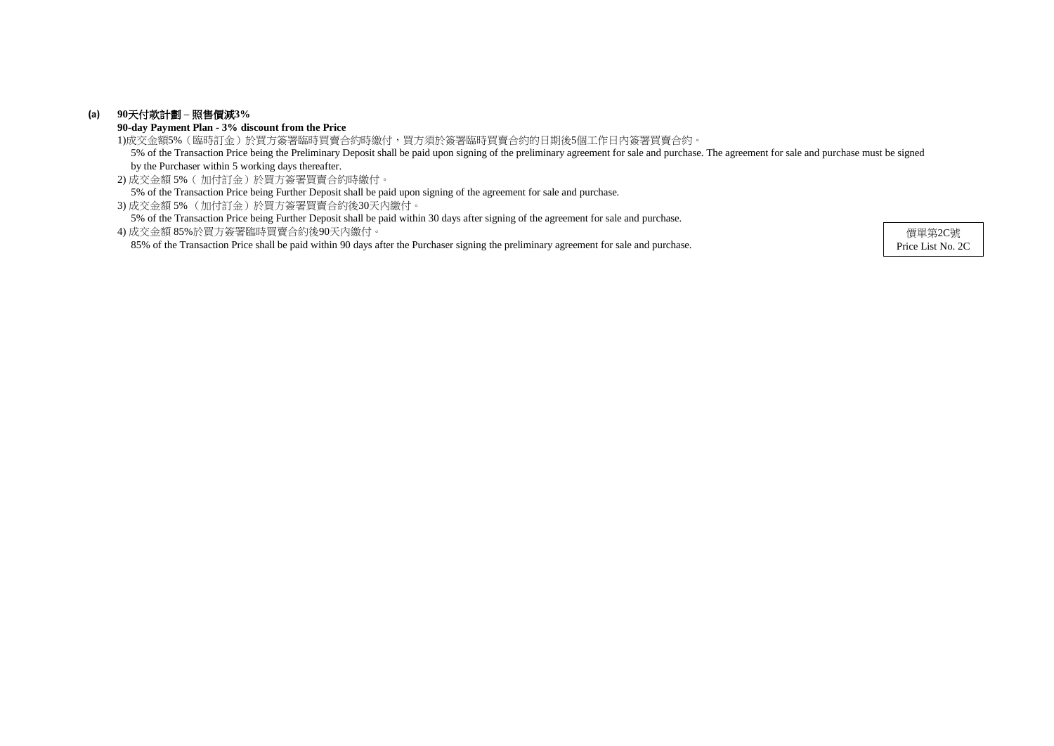**(a) 90天付款計劃 – 照售價減3%**

**90-day Payment Plan - 3% discount from the Price**

1)成交金額5%（臨時訂金）於買方簽署臨時買賣合約時繳付，買方須於簽署臨時買賣合約的日期後5個工作日內簽署買賣合約。

5% of the Transaction Price being the Preliminary Deposit shall be paid upon signing of the preliminary agreement for sale and purchase. The agreement for sale and purchase must be signed by the Purchaser within 5 working days thereafter.

2) 成交金額 5%（ 加付訂金）於買方簽署買賣合約時繳付。

5% of the Transaction Price being Further Deposit shall be paid upon signing of the agreement for sale and purchase.

3) 成交金額 5% （加付訂金）於買方簽署買賣合約後30天內繳付。

5% of the Transaction Price being Further Deposit shall be paid within 30 days after signing of the agreement for sale and purchase.

4) 成交金額 85%於買方簽署臨時買賣合約後90天內繳付。

85% of the Transaction Price shall be paid within 90 days after the Purchaser signing the preliminary agreement for sale and purchase.

價單第2C號
Price List No. 2C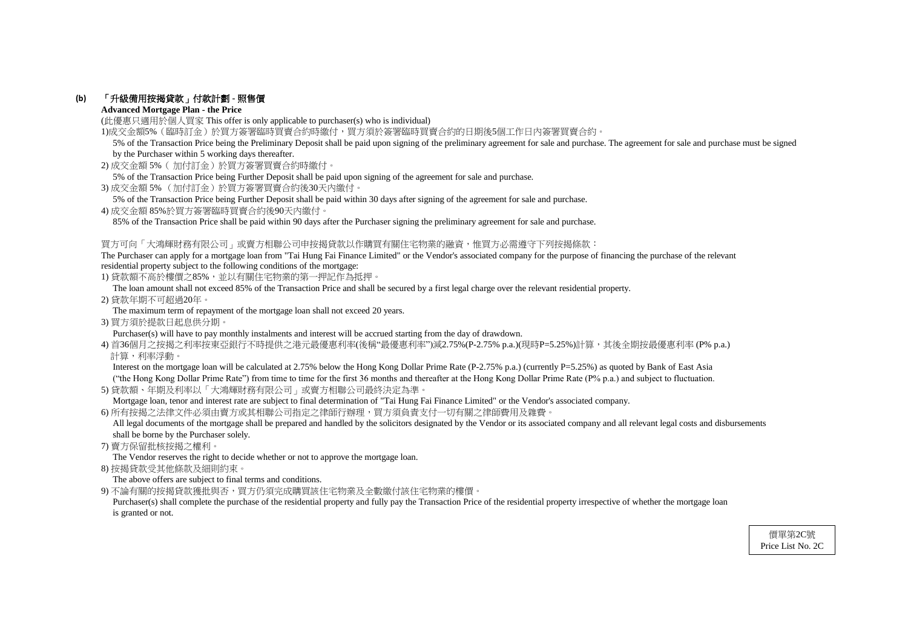**(b) 「升級備用按揭貸款」付款計劃 - 照售價**

**Advanced Mortgage Plan - the Price**

(此優惠只適用於個人買家 This offer is only applicable to purchaser(s) who is individual)

1)成交金額5%（臨時訂金）於買方簽署臨時買賣合約時繳付，買方須於簽署臨時買賣合約的日期後5個工作日內簽署買賣合約。

5% of the Transaction Price being the Preliminary Deposit shall be paid upon signing of the preliminary agreement for sale and purchase. The agreement for sale and purchase must be signed by the Purchaser within 5 working days thereafter.

2) 成交金額 5%（ 加付訂金）於買方簽署買賣合約時繳付。

5% of the Transaction Price being Further Deposit shall be paid upon signing of the agreement for sale and purchase.

3) 成交金額 5% （加付訂金）於買方簽署買賣合約後30天內繳付。

5% of the Transaction Price being Further Deposit shall be paid within 30 days after signing of the agreement for sale and purchase.

4) 成交金額 85%於買方簽署臨時買賣合約後90天內繳付。

85% of the Transaction Price shall be paid within 90 days after the Purchaser signing the preliminary agreement for sale and purchase.

買方可向「大鴻輝財務有限公司」或賣方相聯公司申按揭貸款以作購買有關住宅物業的融資，惟買方必需遵守下列按揭條款：

The Purchaser can apply for a mortgage loan from "Tai Hung Fai Finance Limited" or the Vendor's associated company for the purpose of financing the purchase of the relevant residential property subject to the following conditions of the mortgage:

1) 貸款額不高於樓價之85%，並以有關住宅物業的第一押記作為抵押。

The loan amount shall not exceed 85% of the Transaction Price and shall be secured by a first legal charge over the relevant residential property.

2) 貸款年期不可超過20年。

The maximum term of repayment of the mortgage loan shall not exceed 20 years.

3) 買方須於提款日起息供分期。

Purchaser(s) will have to pay monthly instalments and interest will be accrued starting from the day of drawdown.

4) 首36個月之按揭之利率按東亞銀行不時提供之港元最優惠利率(後稱"最優惠利率")減2.75%(P-2.75% p.a.)(現時P=5.25%)計算，其後全期按最優惠利率 (P% p.a.)計算，利率浮動。

Interest on the mortgage loan will be calculated at 2.75% below the Hong Kong Dollar Prime Rate (P-2.75% p.a.) (currently P=5.25%) as quoted by Bank of East Asia ("the Hong Kong Dollar Prime Rate") from time to time for the first 36 months and thereafter at the Hong Kong Dollar Prime Rate (P% p.a.) and subject to fluctuation.

5) 貸款額、年期及利率以「大鴻輝財務有限公司」或賣方相聯公司最終決定為準。

Mortgage loan, tenor and interest rate are subject to final determination of "Tai Hung Fai Finance Limited" or the Vendor's associated company.

6) 所有按揭之法律文件必須由賣方或其相聯公司指定之律師行辦理，買方須負責支付一切有關之律師費用及雜費。

All legal documents of the mortgage shall be prepared and handled by the solicitors designated by the Vendor or its associated company and all relevant legal costs and disbursements shall be borne by the Purchaser solely.

7) 賣方保留批核按揭之權利。

The Vendor reserves the right to decide whether or not to approve the mortgage loan.

8) 按揭貸款受其他條款及細則約束。

The above offers are subject to final terms and conditions.

9) 不論有關的按揭貸款獲批與否，買方仍須完成購買該住宅物業及全數繳付該住宅物業的樓價。

Purchaser(s) shall complete the purchase of the residential property and fully pay the Transaction Price of the residential property irrespective of whether the mortgage loan is granted or not.

價單第2C號
Price List No. 2C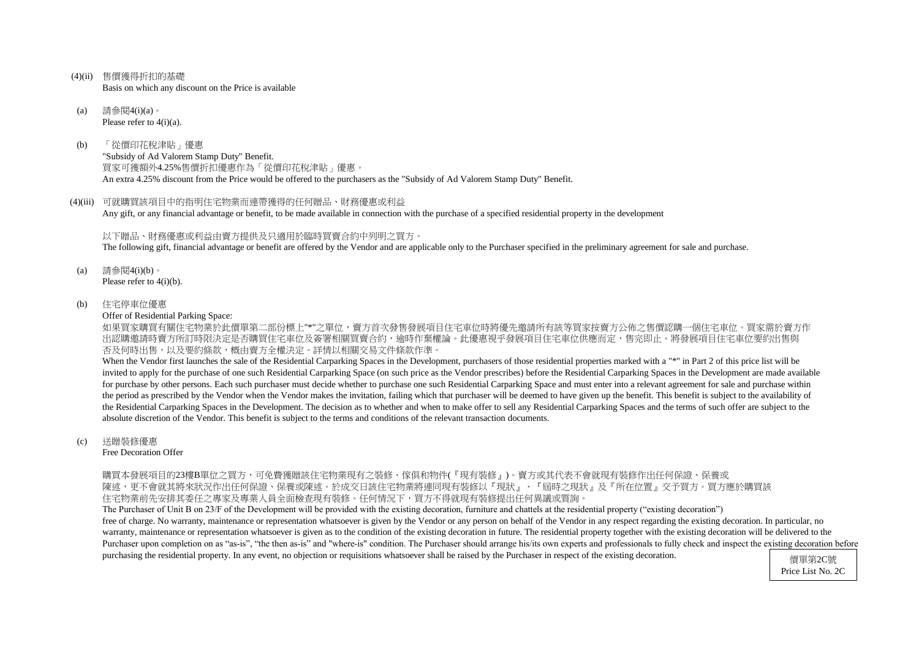(4)(ii) 售價獲得折扣的基礎
Basis on which any discount on the Price is available

(a) 請參閱4(i)(a)。
Please refer to 4(i)(a).

(b) 「從價印花稅津貼」優惠
"Subsidy of Ad Valorem Stamp Duty" Benefit.
買家可獲額外4.25%售價折扣優惠作為「從價印花稅津貼」優惠。
An extra 4.25% discount from the Price would be offered to the purchasers as the "Subsidy of Ad Valorem Stamp Duty" Benefit.

(4)(iii) 可就購買該項目中的指明住宅物業而連帶獲得的任何贈品、財務優惠或利益
Any gift, or any financial advantage or benefit, to be made available in connection with the purchase of a specified residential property in the development

以下贈品、財務優惠或利益由賣方提供及只適用於臨時買賣合約中列明之買方。
The following gift, financial advantage or benefit are offered by the Vendor and are applicable only to the Purchaser specified in the preliminary agreement for sale and purchase.

(a) 請參閱4(i)(b)。
Please refer to 4(i)(b).

(b) 住宅停車位優惠
Offer of Residential Parking Space:
如果買家購買有關住宅物業於此價單第二部份標上"*"之單位，賣方首次發售發展項目住宅車位時將優先邀請所有該等買家按賣方公佈之售價認購一個住宅車位。買家需於賣方作出認購邀請時賣方所訂時限決定是否購買住宅車位及簽署相關買賣合約，逾時作棄權論。此優惠視乎發展項目住宅車位供應而定，售完即止。將發展項目住宅車位要約出售與否及何時出售，以及要約條款，概由賣方全權決定。詳情以相關交易文件條款作準。
When the Vendor first launches the sale of the Residential Carparking Spaces in the Development, purchasers of those residential properties marked with a "*" in Part 2 of this price list will be invited to apply for the purchase of one such Residential Carparking Space (on such price as the Vendor prescribes) before the Residential Carparking Spaces in the Development are made available for purchase by other persons. Each such purchaser must decide whether to purchase one such Residential Carparking Space and must enter into a relevant agreement for sale and purchase within the period as prescribed by the Vendor when the Vendor makes the invitation, failing which that purchaser will be deemed to have given up the benefit. This benefit is subject to the availability of the Residential Carparking Spaces in the Development. The decision as to whether and when to make offer to sell any Residential Carparking Spaces and the terms of such offer are subject to the absolute discretion of the Vendor. This benefit is subject to the terms and conditions of the relevant transaction documents.

(c) 送贈裝修優惠
Free Decoration Offer

購買本發展項目的23樓B單位之買方，可免費獲贈該住宅物業現有之裝修、傢俱和物件(『現有裝修』)。賣方或其代表不會就現有裝修作出任何保證、保養或陳述，更不會就其將來狀況作出任何保證、保養或陳述。於成交日該住宅物業將連同現有裝修以『現狀』、『屆時之現狀』及『所在位置』交予買方。買方應於購買該住宅物業前先安排其委任之專家及專業人員全面檢查現有裝修。任何情況下，買方不得就現有裝修提出任何異議或質詢。
The Purchaser of Unit B on 23/F of the Development will be provided with the existing decoration, furniture and chattels at the residential property ("existing decoration") free of charge. No warranty, maintenance or representation whatsoever is given by the Vendor or any person on behalf of the Vendor in any respect regarding the existing decoration. In particular, no warranty, maintenance or representation whatsoever is given as to the condition of the existing decoration in future. The residential property together with the existing decoration will be delivered to the Purchaser upon completion on as "as-is", "the then as-is" and "where-is" condition. The Purchaser should arrange his/its own experts and professionals to fully check and inspect the existing decoration before purchasing the residential property. In any event, no objection or requisitions whatsoever shall be raised by the Purchaser in respect of the existing decoration.

價單第2C號
Price List No. 2C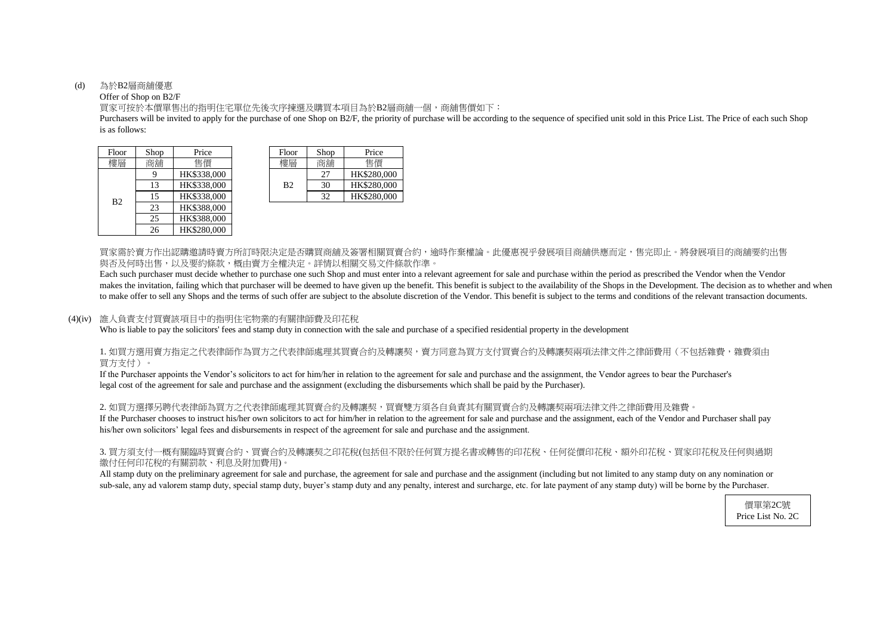(d) 為於B2層商舖優惠

Offer of Shop on B2/F

買家可按於本價單售出的指明住宅單位先後次序揀選及購買本項目為於B2層商舖一個，商舖售價如下：

Purchasers will be invited to apply for the purchase of one Shop on B2/F, the priority of purchase will be according to the sequence of specified unit sold in this Price List. The Price of each such Shop is as follows:

| Floor 樓層 | Shop 商舖 | Price 售價 |
|---|---|---|
| B2 | 9 | HK$338,000 |
| | 13 | HK$338,000 |
| | 15 | HK$338,000 |
| | 23 | HK$388,000 |
| | 25 | HK$388,000 |
| | 26 | HK$280,000 |

| Floor 樓層 | Shop 商舖 | Price 售價 |
|---|---|---|
| B2 | 27 | HK$280,000 |
| | 30 | HK$280,000 |
| | 32 | HK$280,000 |

買家需於賣方作出認購邀請時賣方所訂時限決定是否購買商舖及簽署相關買賣合約，逾時作棄權論。此優惠視乎發展項目商舖供應而定，售完即止。將發展項目的商舖要約出售與否及何時出售，以及要約條款，概由賣方全權決定。詳情以相關交易文件條款作準。

Each such purchaser must decide whether to purchase one such Shop and must enter into a relevant agreement for sale and purchase within the period as prescribed the Vendor when the Vendor makes the invitation, failing which that purchaser will be deemed to have given up the benefit. This benefit is subject to the availability of the Shops in the Development. The decision as to whether and when to make offer to sell any Shops and the terms of such offer are subject to the absolute discretion of the Vendor. This benefit is subject to the terms and conditions of the relevant transaction documents.

(4)(iv) 誰人負責支付買賣該項目中的指明住宅物業的有關律師費及印花稅

Who is liable to pay the solicitors' fees and stamp duty in connection with the sale and purchase of a specified residential property in the development

1. 如買方選用賣方指定之代表律師作為買方之代表律師處理其買賣合約及轉讓契，賣方同意為買方支付買賣合約及轉讓契兩項法律文件之律師費用（不包括雜費，雜費須由買方支付）。

If the Purchaser appoints the Vendor's solicitors to act for him/her in relation to the agreement for sale and purchase and the assignment, the Vendor agrees to bear the Purchaser's legal cost of the agreement for sale and purchase and the assignment (excluding the disbursements which shall be paid by the Purchaser).

2. 如買方選擇另聘代表律師為買方之代表律師處理其買賣合約及轉讓契，買賣雙方須各自負責其有關買賣合約及轉讓契兩項法律文件之律師費用及雜費。

If the Purchaser chooses to instruct his/her own solicitors to act for him/her in relation to the agreement for sale and purchase and the assignment, each of the Vendor and Purchaser shall pay his/her own solicitors' legal fees and disbursements in respect of the agreement for sale and purchase and the assignment.

3. 買方須支付一概有關臨時買賣合約、買賣合約及轉讓契之印花稅(包括但不限於任何買方提名書或轉售的印花稅、任何從價印花稅、額外印花稅、買家印花稅及任何與過期繳付任何印花稅的有關罰款、利息及附加費用)。

All stamp duty on the preliminary agreement for sale and purchase, the agreement for sale and purchase and the assignment (including but not limited to any stamp duty on any nomination or sub-sale, any ad valorem stamp duty, special stamp duty, buyer's stamp duty and any penalty, interest and surcharge, etc. for late payment of any stamp duty) will be borne by the Purchaser.

價單第2C號
Price List No. 2C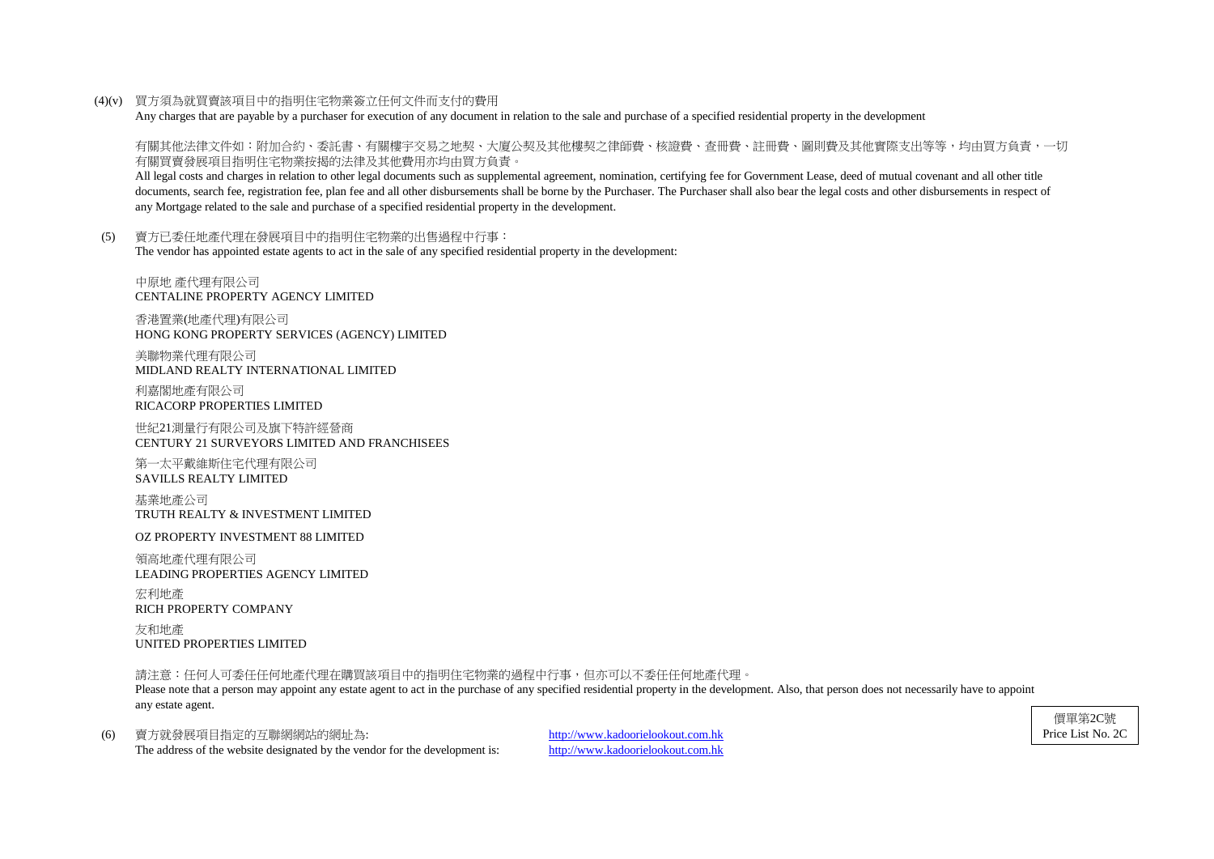(4)(v) 買方須為就買賣該項目中的指明住宅物業簽立任何文件而支付的費用

Any charges that are payable by a purchaser for execution of any document in relation to the sale and purchase of a specified residential property in the development

有關其他法律文件如：附加合約、委託書、有關樓宇交易之地契、大廈公契及其他樓契之律師費、核證費、查冊費、註冊費、圖則費及其他實際支出等等，均由買方負責，一切有關買賣發展項目指明住宅物業按揭的法律及其他費用亦均由買方負責。

All legal costs and charges in relation to other legal documents such as supplemental agreement, nomination, certifying fee for Government Lease, deed of mutual covenant and all other title documents, search fee, registration fee, plan fee and all other disbursements shall be borne by the Purchaser. The Purchaser shall also bear the legal costs and other disbursements in respect of any Mortgage related to the sale and purchase of a specified residential property in the development.

(5) 賣方已委任地產代理在發展項目中的指明住宅物業的出售過程中行事：

The vendor has appointed estate agents to act in the sale of any specified residential property in the development:

中原地 產代理有限公司
CENTALINE PROPERTY AGENCY LIMITED

香港置業(地產代理)有限公司
HONG KONG PROPERTY SERVICES (AGENCY) LIMITED

美聯物業代理有限公司
MIDLAND REALTY INTERNATIONAL LIMITED

利嘉閣地產有限公司
RICACORP PROPERTIES LIMITED

世紀21測量行有限公司及旗下特許經營商
CENTURY 21 SURVEYORS LIMITED AND FRANCHISEES

第一太平戴維斯住宅代理有限公司
SAVILLS REALTY LIMITED

基業地產公司
TRUTH REALTY & INVESTMENT LIMITED

OZ PROPERTY INVESTMENT 88 LIMITED

領高地產代理有限公司
LEADING PROPERTIES AGENCY LIMITED

宏利地產
RICH PROPERTY COMPANY

友和地產
UNITED PROPERTIES LIMITED

請注意：任何人可委任任何地產代理在購買該項目中的指明住宅物業的過程中行事，但亦可以不委任任何地產代理。

Please note that a person may appoint any estate agent to act in the purchase of any specified residential property in the development. Also, that person does not necessarily have to appoint any estate agent.

(6) 賣方就發展項目指定的互聯網網站的網址為: http://www.kadoorielookout.com.hk

The address of the website designated by the vendor for the development is: http://www.kadoorielookout.com.hk

價單第2C號
Price List No. 2C